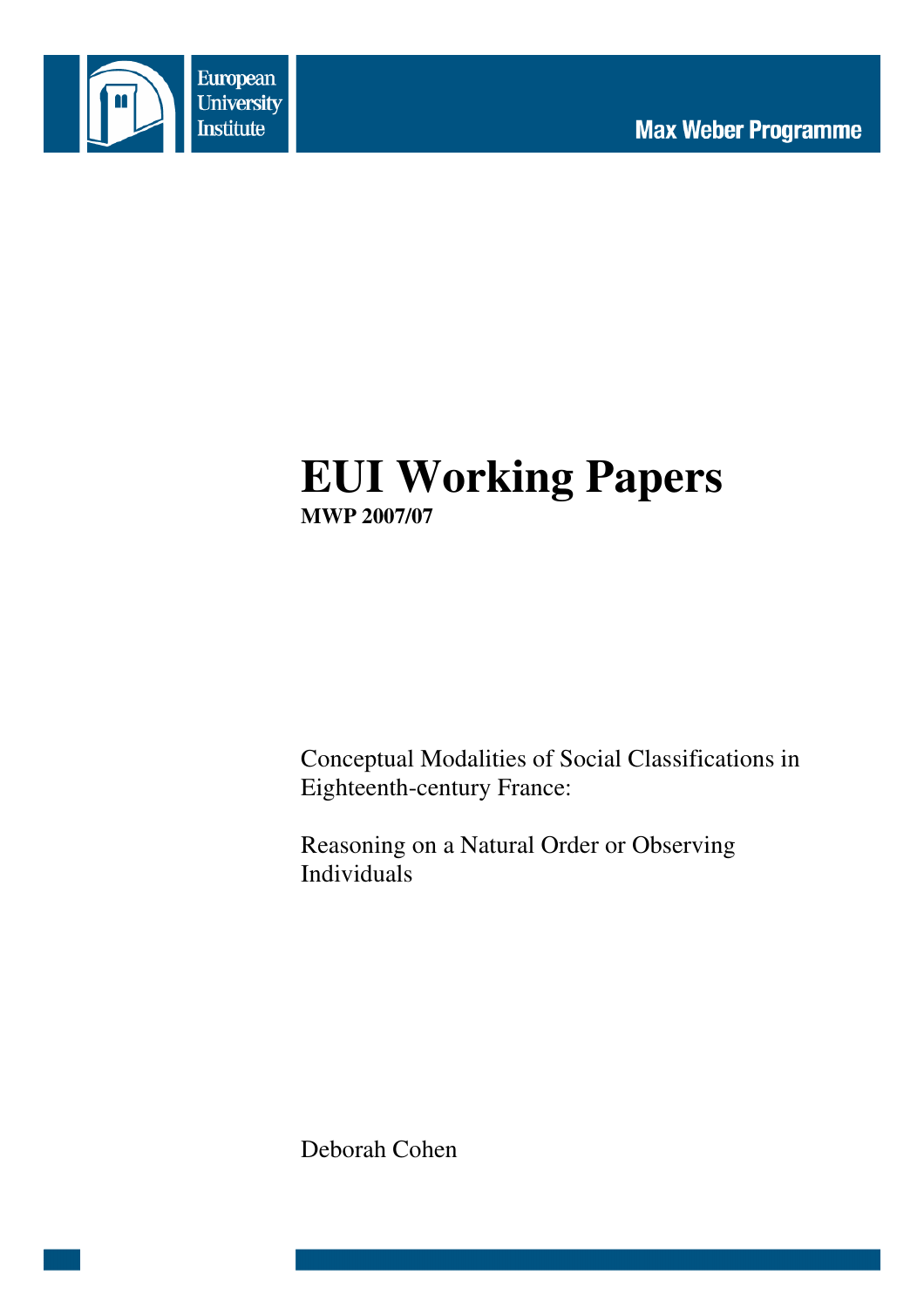European University Institute

Max Weber Programme

# EUI Working Papers

**MWP 2007/07**

Conceptual Modalities of Social Classifications in Eighteenth-century France:

Reasoning on a Natural Order or Observing Individuals

Deborah Cohen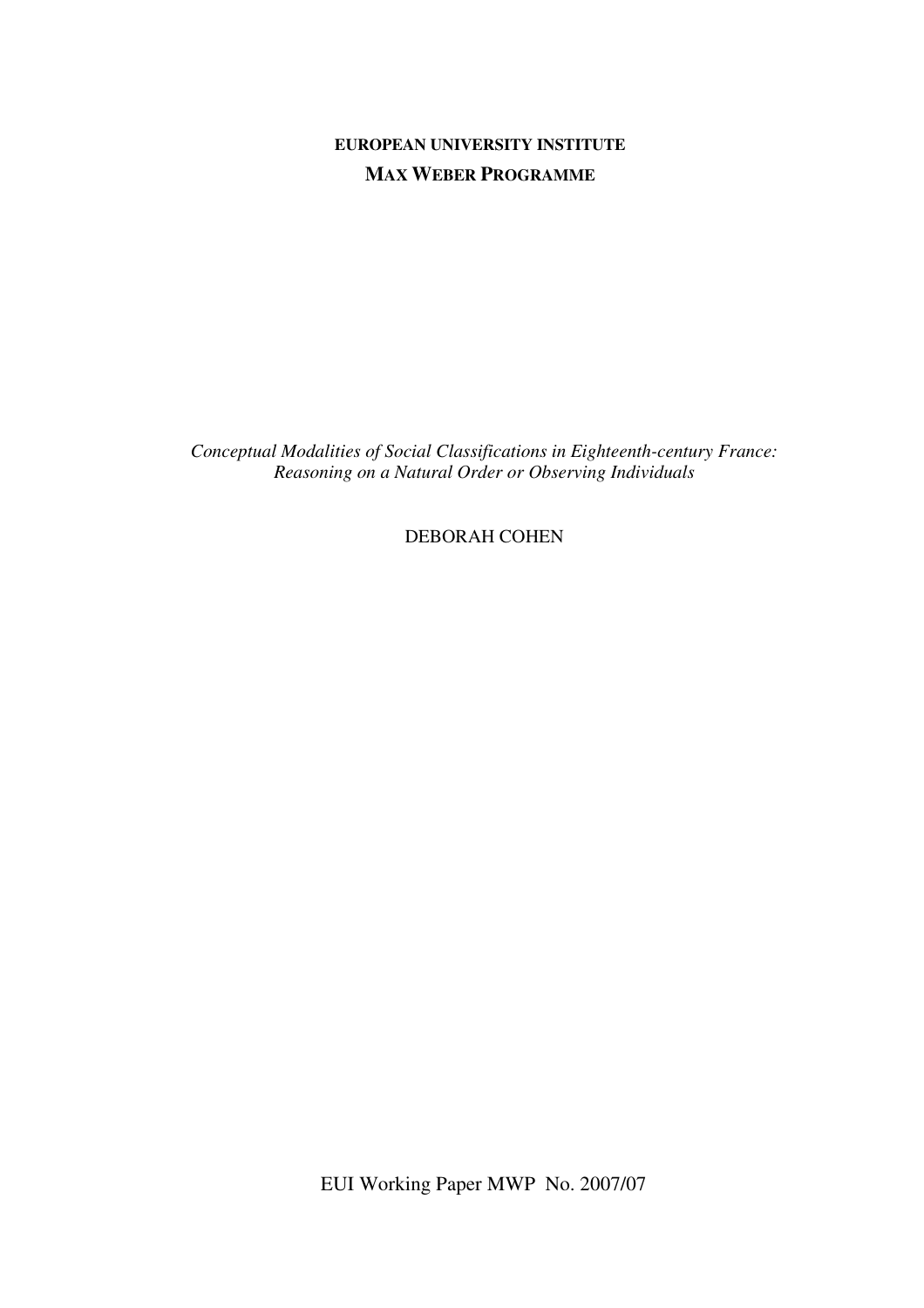**EUROPEAN UNIVERSITY INSTITUTE**
**MAX WEBER PROGRAMME**

*Conceptual Modalities of Social Classifications in Eighteenth-century France: Reasoning on a Natural Order or Observing Individuals*

DEBORAH COHEN

EUI Working Paper MWP No. 2007/07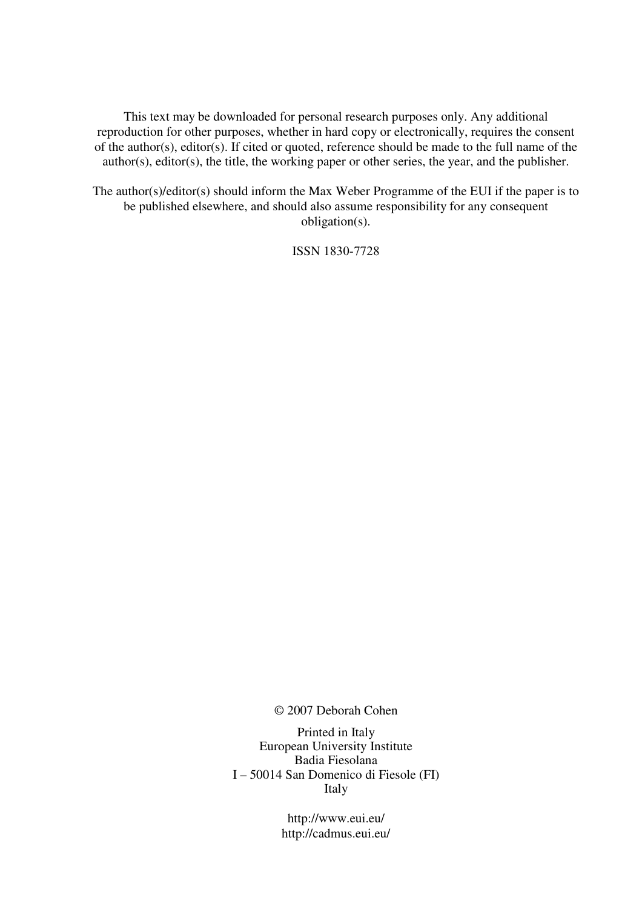This text may be downloaded for personal research purposes only. Any additional reproduction for other purposes, whether in hard copy or electronically, requires the consent of the author(s), editor(s). If cited or quoted, reference should be made to the full name of the author(s), editor(s), the title, the working paper or other series, the year, and the publisher.

The author(s)/editor(s) should inform the Max Weber Programme of the EUI if the paper is to be published elsewhere, and should also assume responsibility for any consequent obligation(s).

ISSN 1830-7728

© 2007 Deborah Cohen

Printed in Italy
European University Institute
Badia Fiesolana
I – 50014 San Domenico di Fiesole (FI)
Italy

http://www.eui.eu/
http://cadmus.eui.eu/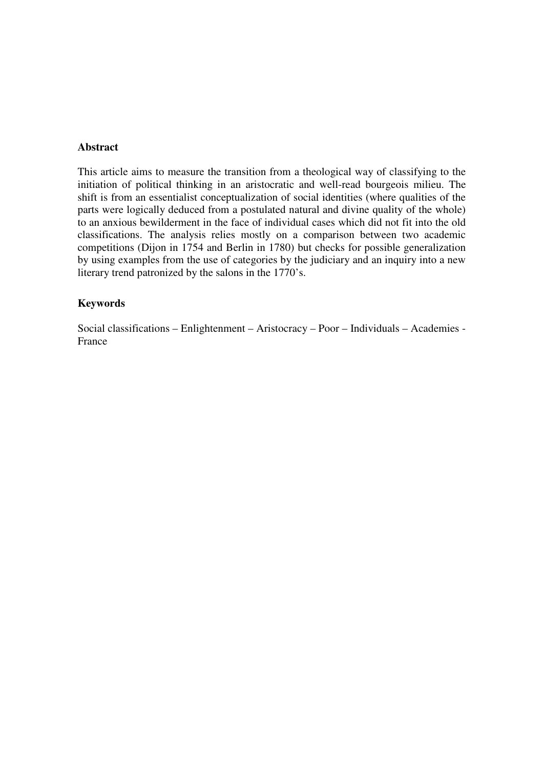## Abstract

This article aims to measure the transition from a theological way of classifying to the initiation of political thinking in an aristocratic and well-read bourgeois milieu. The shift is from an essentialist conceptualization of social identities (where qualities of the parts were logically deduced from a postulated natural and divine quality of the whole) to an anxious bewilderment in the face of individual cases which did not fit into the old classifications. The analysis relies mostly on a comparison between two academic competitions (Dijon in 1754 and Berlin in 1780) but checks for possible generalization by using examples from the use of categories by the judiciary and an inquiry into a new literary trend patronized by the salons in the 1770's.

## Keywords

Social classifications – Enlightenment – Aristocracy – Poor – Individuals – Academies - France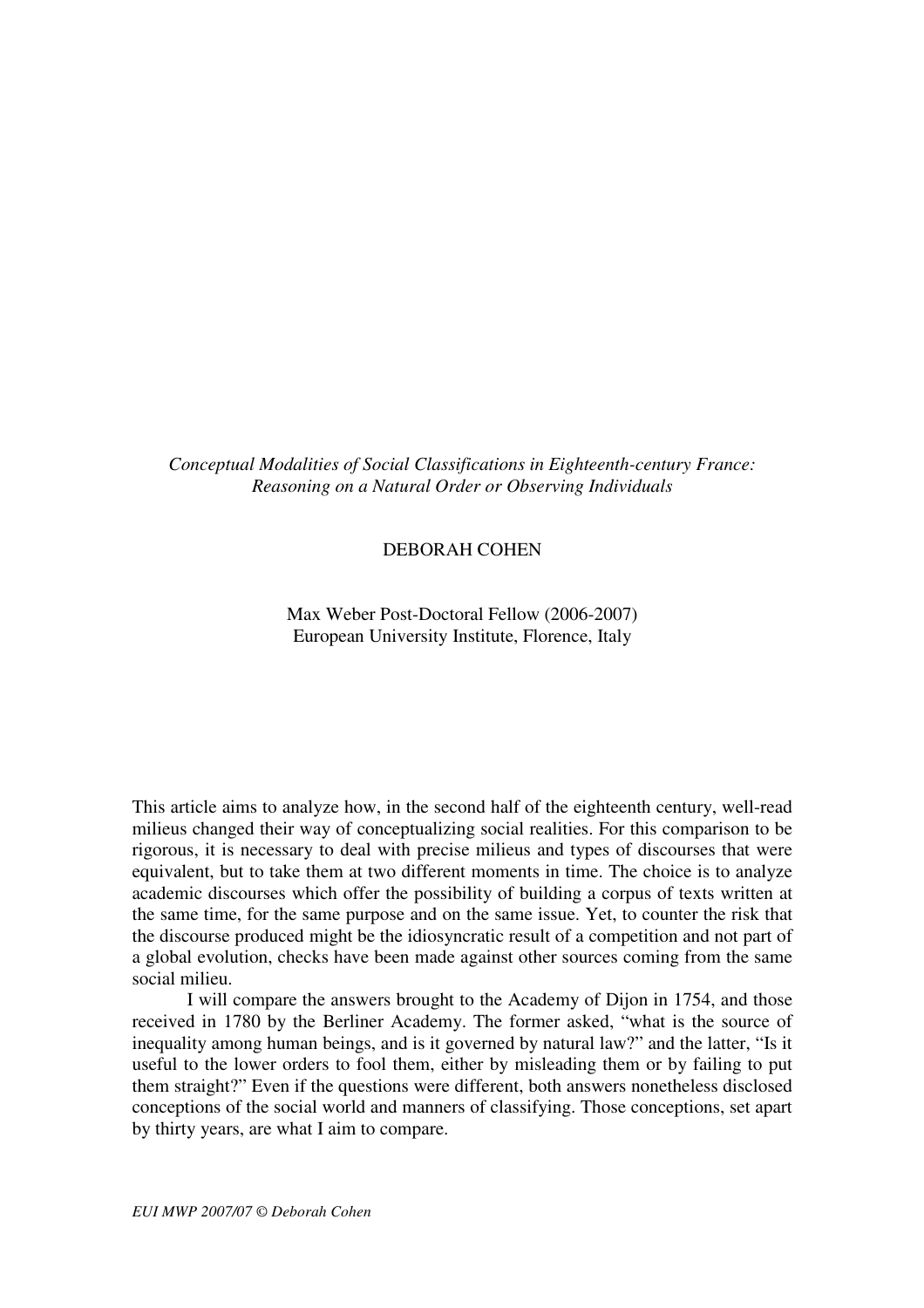*Conceptual Modalities of Social Classifications in Eighteenth-century France: Reasoning on a Natural Order or Observing Individuals*

DEBORAH COHEN

Max Weber Post-Doctoral Fellow (2006-2007)
European University Institute, Florence, Italy

This article aims to analyze how, in the second half of the eighteenth century, well-read milieus changed their way of conceptualizing social realities. For this comparison to be rigorous, it is necessary to deal with precise milieus and types of discourses that were equivalent, but to take them at two different moments in time. The choice is to analyze academic discourses which offer the possibility of building a corpus of texts written at the same time, for the same purpose and on the same issue. Yet, to counter the risk that the discourse produced might be the idiosyncratic result of a competition and not part of a global evolution, checks have been made against other sources coming from the same social milieu.

I will compare the answers brought to the Academy of Dijon in 1754, and those received in 1780 by the Berliner Academy. The former asked, "what is the source of inequality among human beings, and is it governed by natural law?" and the latter, "Is it useful to the lower orders to fool them, either by misleading them or by failing to put them straight?" Even if the questions were different, both answers nonetheless disclosed conceptions of the social world and manners of classifying. Those conceptions, set apart by thirty years, are what I aim to compare.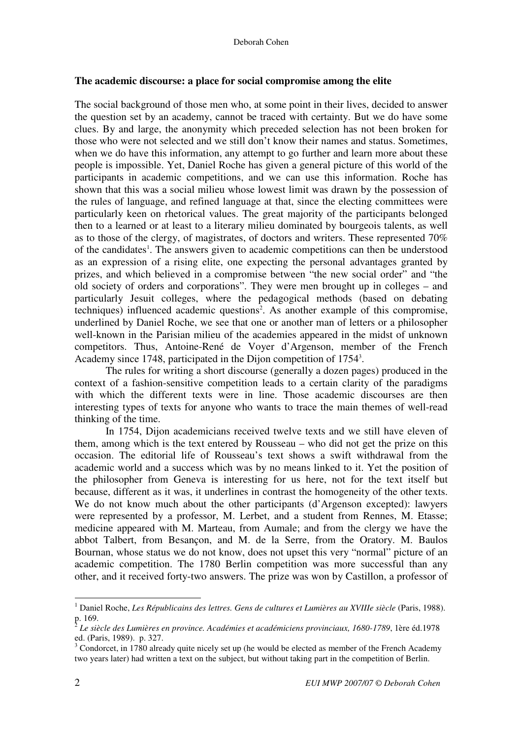**The academic discourse: a place for social compromise among the elite**

The social background of those men who, at some point in their lives, decided to answer the question set by an academy, cannot be traced with certainty. But we do have some clues. By and large, the anonymity which preceded selection has not been broken for those who were not selected and we still don't know their names and status. Sometimes, when we do have this information, any attempt to go further and learn more about these people is impossible. Yet, Daniel Roche has given a general picture of this world of the participants in academic competitions, and we can use this information. Roche has shown that this was a social milieu whose lowest limit was drawn by the possession of the rules of language, and refined language at that, since the electing committees were particularly keen on rhetorical values. The great majority of the participants belonged then to a learned or at least to a literary milieu dominated by bourgeois talents, as well as to those of the clergy, of magistrates, of doctors and writers. These represented 70% of the candidates[1]. The answers given to academic competitions can then be understood as an expression of a rising elite, one expecting the personal advantages granted by prizes, and which believed in a compromise between "the new social order" and "the old society of orders and corporations". They were men brought up in colleges – and particularly Jesuit colleges, where the pedagogical methods (based on debating techniques) influenced academic questions[2]. As another example of this compromise, underlined by Daniel Roche, we see that one or another man of letters or a philosopher well-known in the Parisian milieu of the academies appeared in the midst of unknown competitors. Thus, Antoine-René de Voyer d'Argenson, member of the French Academy since 1748, participated in the Dijon competition of 1754[3].

The rules for writing a short discourse (generally a dozen pages) produced in the context of a fashion-sensitive competition leads to a certain clarity of the paradigms with which the different texts were in line. Those academic discourses are then interesting types of texts for anyone who wants to trace the main themes of well-read thinking of the time.

In 1754, Dijon academicians received twelve texts and we still have eleven of them, among which is the text entered by Rousseau – who did not get the prize on this occasion. The editorial life of Rousseau's text shows a swift withdrawal from the academic world and a success which was by no means linked to it. Yet the position of the philosopher from Geneva is interesting for us here, not for the text itself but because, different as it was, it underlines in contrast the homogeneity of the other texts. We do not know much about the other participants (d'Argenson excepted): lawyers were represented by a professor, M. Lerbet, and a student from Rennes, M. Etasse; medicine appeared with M. Marteau, from Aumale; and from the clergy we have the abbot Talbert, from Besançon, and M. de la Serre, from the Oratory. M. Baulos Bournan, whose status we do not know, does not upset this very "normal" picture of an academic competition. The 1780 Berlin competition was more successful than any other, and it received forty-two answers. The prize was won by Castillon, a professor of

---

[1] Daniel Roche, *Les Républicains des lettres. Gens de cultures et Lumières au XVIIIe siècle* (Paris, 1988). p. 169.

[2] *Le siècle des Lumières en province. Académies et académiciens provinciaux, 1680-1789*, 1ère éd.1978 ed. (Paris, 1989). p. 327.

[3] Condorcet, in 1780 already quite nicely set up (he would be elected as member of the French Academy two years later) had written a text on the subject, but without taking part in the competition of Berlin.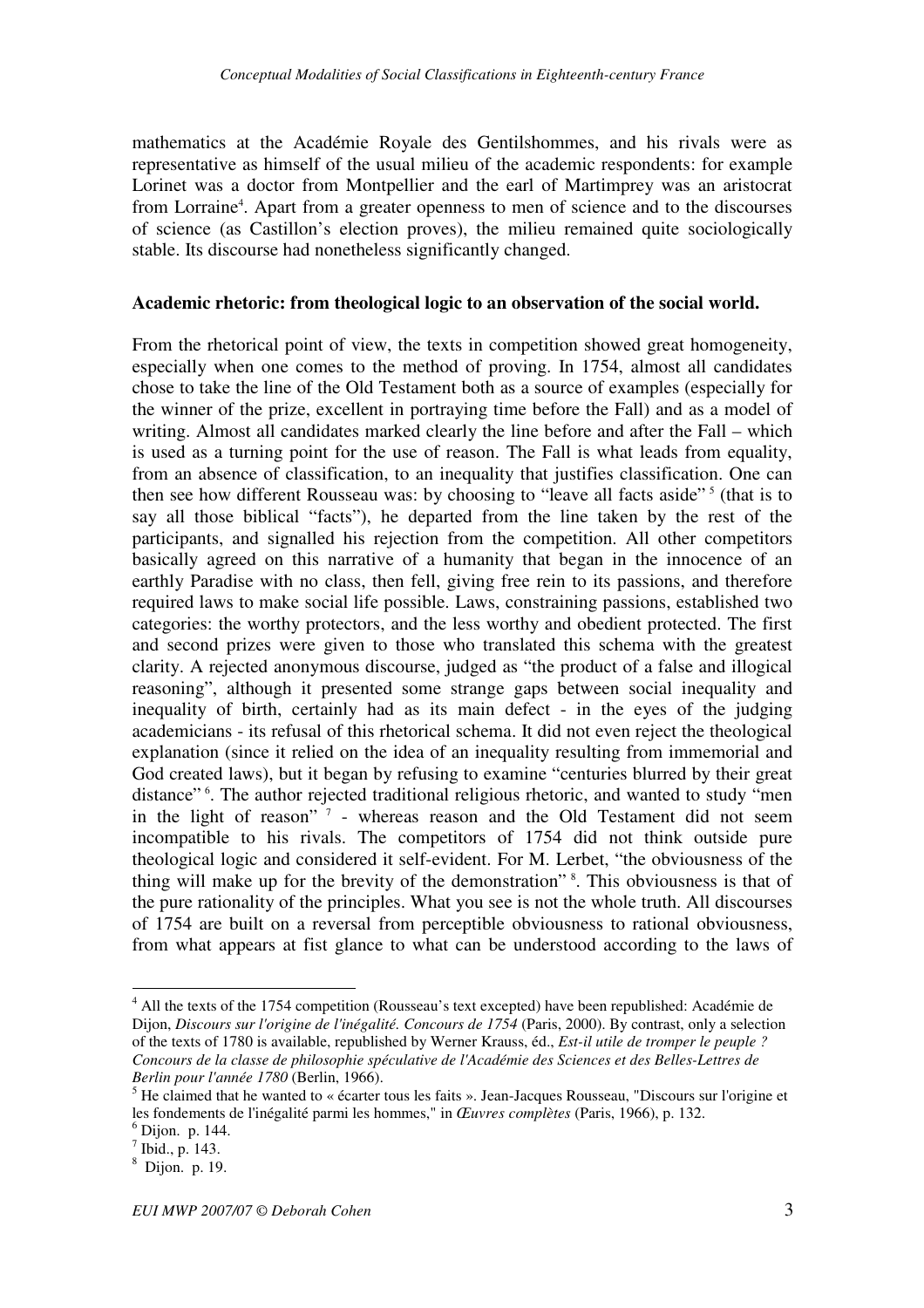mathematics at the Académie Royale des Gentilshommes, and his rivals were as representative as himself of the usual milieu of the academic respondents: for example Lorinet was a doctor from Montpellier and the earl of Martimprey was an aristocrat from Lorraine[4]. Apart from a greater openness to men of science and to the discourses of science (as Castillon's election proves), the milieu remained quite sociologically stable. Its discourse had nonetheless significantly changed.

**Academic rhetoric: from theological logic to an observation of the social world.**

From the rhetorical point of view, the texts in competition showed great homogeneity, especially when one comes to the method of proving. In 1754, almost all candidates chose to take the line of the Old Testament both as a source of examples (especially for the winner of the prize, excellent in portraying time before the Fall) and as a model of writing. Almost all candidates marked clearly the line before and after the Fall – which is used as a turning point for the use of reason. The Fall is what leads from equality, from an absence of classification, to an inequality that justifies classification. One can then see how different Rousseau was: by choosing to "leave all facts aside" [5] (that is to say all those biblical "facts"), he departed from the line taken by the rest of the participants, and signalled his rejection from the competition. All other competitors basically agreed on this narrative of a humanity that began in the innocence of an earthly Paradise with no class, then fell, giving free rein to its passions, and therefore required laws to make social life possible. Laws, constraining passions, established two categories: the worthy protectors, and the less worthy and obedient protected. The first and second prizes were given to those who translated this schema with the greatest clarity. A rejected anonymous discourse, judged as "the product of a false and illogical reasoning", although it presented some strange gaps between social inequality and inequality of birth, certainly had as its main defect - in the eyes of the judging academicians - its refusal of this rhetorical schema. It did not even reject the theological explanation (since it relied on the idea of an inequality resulting from immemorial and God created laws), but it began by refusing to examine "centuries blurred by their great distance" [6]. The author rejected traditional religious rhetoric, and wanted to study "men in the light of reason" [7] - whereas reason and the Old Testament did not seem incompatible to his rivals. The competitors of 1754 did not think outside pure theological logic and considered it self-evident. For M. Lerbet, "the obviousness of the thing will make up for the brevity of the demonstration" [8]. This obviousness is that of the pure rationality of the principles. What you see is not the whole truth. All discourses of 1754 are built on a reversal from perceptible obviousness to rational obviousness, from what appears at fist glance to what can be understood according to the laws of

---

[4] All the texts of the 1754 competition (Rousseau's text excepted) have been republished: Académie de Dijon, *Discours sur l'origine de l'inégalité. Concours de 1754* (Paris, 2000). By contrast, only a selection of the texts of 1780 is available, republished by Werner Krauss, éd., *Est-il utile de tromper le peuple ? Concours de la classe de philosophie spéculative de l'Académie des Sciences et des Belles-Lettres de Berlin pour l'année 1780* (Berlin, 1966).

[5] He claimed that he wanted to « écarter tous les faits ». Jean-Jacques Rousseau, "Discours sur l'origine et les fondements de l'inégalité parmi les hommes," in *Œuvres complètes* (Paris, 1966), p. 132.

[6] Dijon. p. 144.

[7] Ibid., p. 143.

[8] Dijon. p. 19.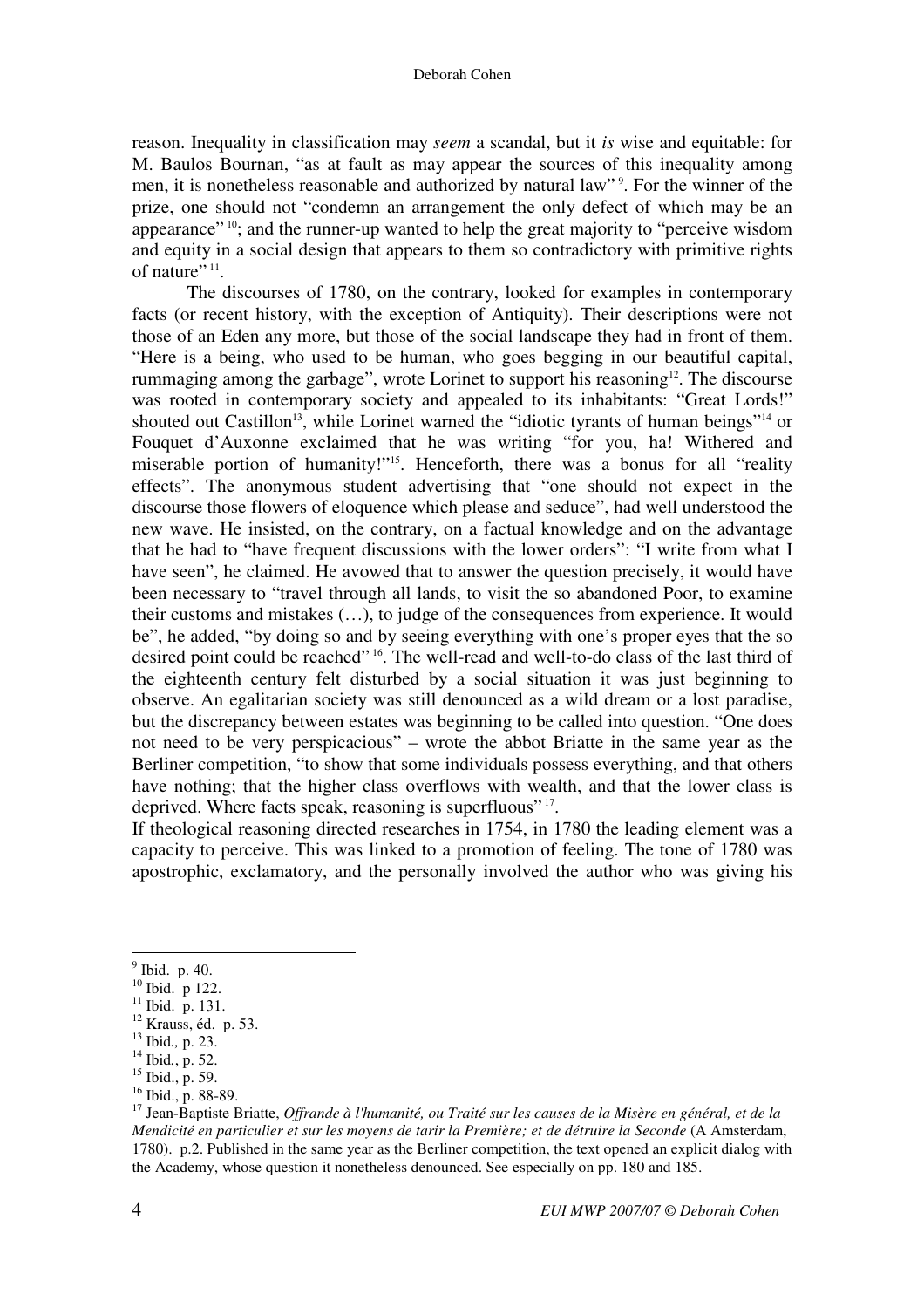reason. Inequality in classification may *seem* a scandal, but it *is* wise and equitable: for M. Baulos Bournan, "as at fault as may appear the sources of this inequality among men, it is nonetheless reasonable and authorized by natural law" [9]. For the winner of the prize, one should not "condemn an arrangement the only defect of which may be an appearance" [10]; and the runner-up wanted to help the great majority to "perceive wisdom and equity in a social design that appears to them so contradictory with primitive rights of nature" [11].

The discourses of 1780, on the contrary, looked for examples in contemporary facts (or recent history, with the exception of Antiquity). Their descriptions were not those of an Eden any more, but those of the social landscape they had in front of them. "Here is a being, who used to be human, who goes begging in our beautiful capital, rummaging among the garbage", wrote Lorinet to support his reasoning[12]. The discourse was rooted in contemporary society and appealed to its inhabitants: "Great Lords!" shouted out Castillon[13], while Lorinet warned the "idiotic tyrants of human beings"[14] or Fouquet d'Auxonne exclaimed that he was writing "for you, ha! Withered and miserable portion of humanity!"[15]. Henceforth, there was a bonus for all "reality effects". The anonymous student advertising that "one should not expect in the discourse those flowers of eloquence which please and seduce", had well understood the new wave. He insisted, on the contrary, on a factual knowledge and on the advantage that he had to "have frequent discussions with the lower orders": "I write from what I have seen", he claimed. He avowed that to answer the question precisely, it would have been necessary to "travel through all lands, to visit the so abandoned Poor, to examine their customs and mistakes (…), to judge of the consequences from experience. It would be", he added, "by doing so and by seeing everything with one's proper eyes that the so desired point could be reached" [16]. The well-read and well-to-do class of the last third of the eighteenth century felt disturbed by a social situation it was just beginning to observe. An egalitarian society was still denounced as a wild dream or a lost paradise, but the discrepancy between estates was beginning to be called into question. "One does not need to be very perspicacious" – wrote the abbot Briatte in the same year as the Berliner competition, "to show that some individuals possess everything, and that others have nothing; that the higher class overflows with wealth, and that the lower class is deprived. Where facts speak, reasoning is superfluous" [17].

If theological reasoning directed researches in 1754, in 1780 the leading element was a capacity to perceive. This was linked to a promotion of feeling. The tone of 1780 was apostrophic, exclamatory, and the personally involved the author who was giving his

---

[9] Ibid. p. 40.

[10] Ibid. p 122.

[11] Ibid. p. 131.

[12] Krauss, éd. p. 53.

[13] Ibid., p. 23.

[14] Ibid., p. 52.

[15] Ibid., p. 59.

[16] Ibid., p. 88-89.

[17] Jean-Baptiste Briatte, *Offrande à l'humanité, ou Traité sur les causes de la Misère en général, et de la Mendicité en particulier et sur les moyens de tarir la Première; et de détruire la Seconde* (A Amsterdam, 1780). p.2. Published in the same year as the Berliner competition, the text opened an explicit dialog with the Academy, whose question it nonetheless denounced. See especially on pp. 180 and 185.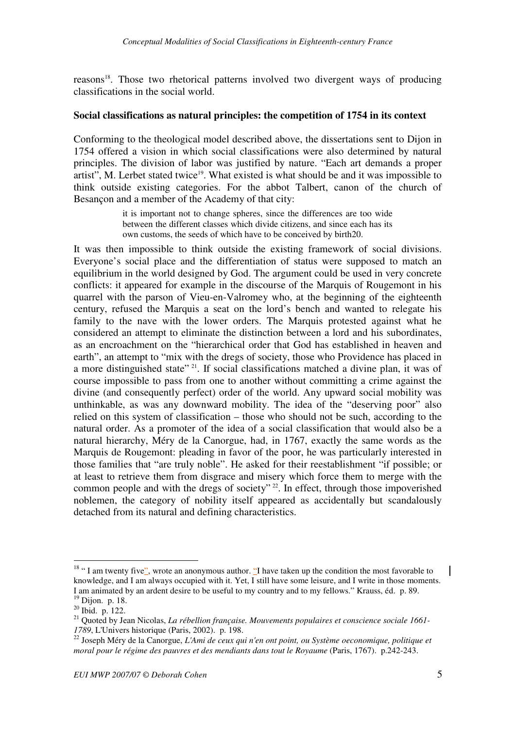reasons[18]. Those two rhetorical patterns involved two divergent ways of producing classifications in the social world.

**Social classifications as natural principles: the competition of 1754 in its context**

Conforming to the theological model described above, the dissertations sent to Dijon in 1754 offered a vision in which social classifications were also determined by natural principles. The division of labor was justified by nature. "Each art demands a proper artist", M. Lerbet stated twice[19]. What existed is what should be and it was impossible to think outside existing categories. For the abbot Talbert, canon of the church of Besançon and a member of the Academy of that city:

> it is important not to change spheres, since the differences are too wide between the different classes which divide citizens, and since each has its own customs, the seeds of which have to be conceived by birth20.

It was then impossible to think outside the existing framework of social divisions. Everyone's social place and the differentiation of status were supposed to match an equilibrium in the world designed by God. The argument could be used in very concrete conflicts: it appeared for example in the discourse of the Marquis of Rougemont in his quarrel with the parson of Vieu-en-Valromey who, at the beginning of the eighteenth century, refused the Marquis a seat on the lord's bench and wanted to relegate his family to the nave with the lower orders. The Marquis protested against what he considered an attempt to eliminate the distinction between a lord and his subordinates, as an encroachment on the "hierarchical order that God has established in heaven and earth", an attempt to "mix with the dregs of society, those who Providence has placed in a more distinguished state" [21]. If social classifications matched a divine plan, it was of course impossible to pass from one to another without committing a crime against the divine (and consequently perfect) order of the world. Any upward social mobility was unthinkable, as was any downward mobility. The idea of the "deserving poor" also relied on this system of classification – those who should not be such, according to the natural order. As a promoter of the idea of a social classification that would also be a natural hierarchy, Méry de la Canorgue, had, in 1767, exactly the same words as the Marquis de Rougemont: pleading in favor of the poor, he was particularly interested in those families that "are truly noble". He asked for their reestablishment "if possible; or at least to retrieve them from disgrace and misery which force them to merge with the common people and with the dregs of society" [22]. In effect, through those impoverished noblemen, the category of nobility itself appeared as accidentally but scandalously detached from its natural and defining characteristics.

---

[18] " I am twenty five", wrote an anonymous author. "I have taken up the condition the most favorable to knowledge, and I am always occupied with it. Yet, I still have some leisure, and I write in those moments. I am animated by an ardent desire to be useful to my country and to my fellows." Krauss, éd. p. 89.

[19] Dijon. p. 18.

[20] Ibid. p. 122.

[21] Quoted by Jean Nicolas, *La rébellion française. Mouvements populaires et conscience sociale 1661-1789*, L'Univers historique (Paris, 2002). p. 198.

[22] Joseph Méry de la Canorgue, *L'Ami de ceux qui n'en ont point, ou Système oeconomique, politique et moral pour le régime des pauvres et des mendiants dans tout le Royaume* (Paris, 1767). p.242-243.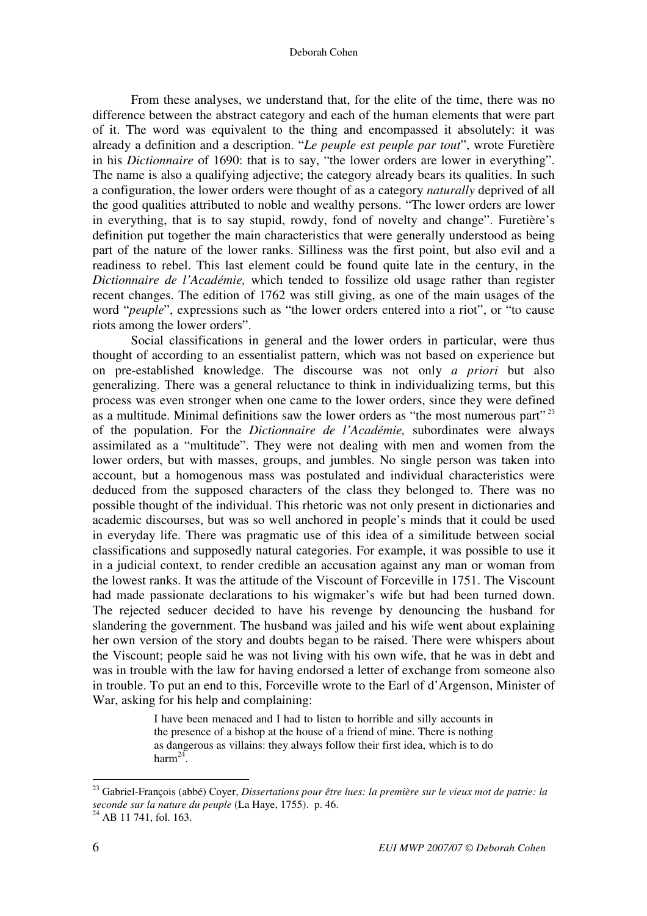From these analyses, we understand that, for the elite of the time, there was no difference between the abstract category and each of the human elements that were part of it. The word was equivalent to the thing and encompassed it absolutely: it was already a definition and a description. "*Le peuple est peuple par tout*", wrote Furetière in his *Dictionnaire* of 1690: that is to say, "the lower orders are lower in everything". The name is also a qualifying adjective; the category already bears its qualities. In such a configuration, the lower orders were thought of as a category *naturally* deprived of all the good qualities attributed to noble and wealthy persons. "The lower orders are lower in everything, that is to say stupid, rowdy, fond of novelty and change". Furetière's definition put together the main characteristics that were generally understood as being part of the nature of the lower ranks. Silliness was the first point, but also evil and a readiness to rebel. This last element could be found quite late in the century, in the *Dictionnaire de l'Académie,* which tended to fossilize old usage rather than register recent changes. The edition of 1762 was still giving, as one of the main usages of the word "*peuple*", expressions such as "the lower orders entered into a riot", or "to cause riots among the lower orders".

Social classifications in general and the lower orders in particular, were thus thought of according to an essentialist pattern, which was not based on experience but on pre-established knowledge. The discourse was not only *a priori* but also generalizing. There was a general reluctance to think in individualizing terms, but this process was even stronger when one came to the lower orders, since they were defined as a multitude. Minimal definitions saw the lower orders as "the most numerous part" [23] of the population. For the *Dictionnaire de l'Académie,* subordinates were always assimilated as a "multitude". They were not dealing with men and women from the lower orders, but with masses, groups, and jumbles. No single person was taken into account, but a homogenous mass was postulated and individual characteristics were deduced from the supposed characters of the class they belonged to. There was no possible thought of the individual. This rhetoric was not only present in dictionaries and academic discourses, but was so well anchored in people's minds that it could be used in everyday life. There was pragmatic use of this idea of a similitude between social classifications and supposedly natural categories. For example, it was possible to use it in a judicial context, to render credible an accusation against any man or woman from the lowest ranks. It was the attitude of the Viscount of Forceville in 1751. The Viscount had made passionate declarations to his wigmaker's wife but had been turned down. The rejected seducer decided to have his revenge by denouncing the husband for slandering the government. The husband was jailed and his wife went about explaining her own version of the story and doubts began to be raised. There were whispers about the Viscount; people said he was not living with his own wife, that he was in debt and was in trouble with the law for having endorsed a letter of exchange from someone also in trouble. To put an end to this, Forceville wrote to the Earl of d'Argenson, Minister of War, asking for his help and complaining:

> I have been menaced and I had to listen to horrible and silly accounts in the presence of a bishop at the house of a friend of mine. There is nothing as dangerous as villains: they always follow their first idea, which is to do harm[24].

---

[23] Gabriel-François (abbé) Coyer, *Dissertations pour être lues: la première sur le vieux mot de patrie: la seconde sur la nature du peuple* (La Haye, 1755). p. 46.

[24] AB 11 741, fol. 163.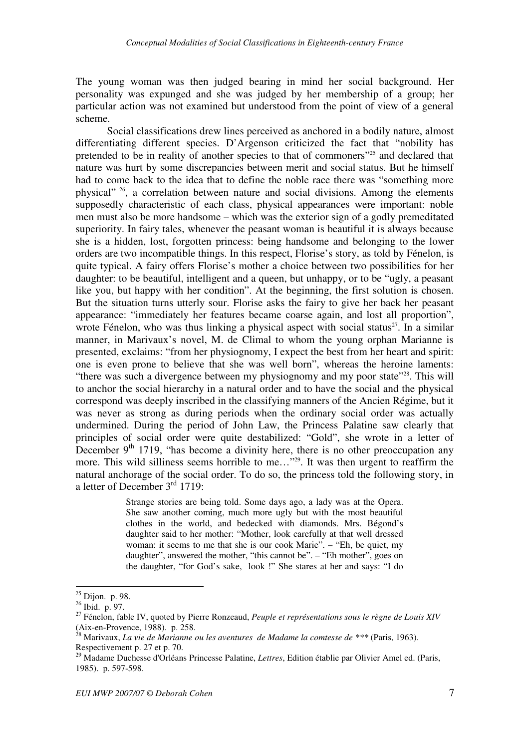The young woman was then judged bearing in mind her social background. Her personality was expunged and she was judged by her membership of a group; her particular action was not examined but understood from the point of view of a general scheme.

Social classifications drew lines perceived as anchored in a bodily nature, almost differentiating different species. D'Argenson criticized the fact that "nobility has pretended to be in reality of another species to that of commoners"[25] and declared that nature was hurt by some discrepancies between merit and social status. But he himself had to come back to the idea that to define the noble race there was "something more physical" [26], a correlation between nature and social divisions. Among the elements supposedly characteristic of each class, physical appearances were important: noble men must also be more handsome – which was the exterior sign of a godly premeditated superiority. In fairy tales, whenever the peasant woman is beautiful it is always because she is a hidden, lost, forgotten princess: being handsome and belonging to the lower orders are two incompatible things. In this respect, Florise's story, as told by Fénelon, is quite typical. A fairy offers Florise's mother a choice between two possibilities for her daughter: to be beautiful, intelligent and a queen, but unhappy, or to be "ugly, a peasant like you, but happy with her condition". At the beginning, the first solution is chosen. But the situation turns utterly sour. Florise asks the fairy to give her back her peasant appearance: "immediately her features became coarse again, and lost all proportion", wrote Fénelon, who was thus linking a physical aspect with social status[27]. In a similar manner, in Marivaux's novel, M. de Climal to whom the young orphan Marianne is presented, exclaims: "from her physiognomy, I expect the best from her heart and spirit: one is even prone to believe that she was well born", whereas the heroine laments: "there was such a divergence between my physiognomy and my poor state"[28]. This will to anchor the social hierarchy in a natural order and to have the social and the physical correspond was deeply inscribed in the classifying manners of the Ancien Régime, but it was never as strong as during periods when the ordinary social order was actually undermined. During the period of John Law, the Princess Palatine saw clearly that principles of social order were quite destabilized: "Gold", she wrote in a letter of December 9th 1719, "has become a divinity here, there is no other preoccupation any more. This wild silliness seems horrible to me…"[29]. It was then urgent to reaffirm the natural anchorage of the social order. To do so, the princess told the following story, in a letter of December 3rd 1719:

> Strange stories are being told. Some days ago, a lady was at the Opera. She saw another coming, much more ugly but with the most beautiful clothes in the world, and bedecked with diamonds. Mrs. Bégond's daughter said to her mother: "Mother, look carefully at that well dressed woman: it seems to me that she is our cook Marie". – "Eh, be quiet, my daughter", answered the mother, "this cannot be". – "Eh mother", goes on the daughter, "for God's sake, look !" She stares at her and says: "I do

---

[25] Dijon. p. 98.

[26] Ibid. p. 97.

[27] Fénelon, fable IV, quoted by Pierre Ronzeaud, *Peuple et représentations sous le règne de Louis XIV* (Aix-en-Provence, 1988). p. 258.

[28] Marivaux, *La vie de Marianne ou les aventures de Madame la comtesse de \*\*\** (Paris, 1963). Respectivement p. 27 et p. 70.

[29] Madame Duchesse d'Orléans Princesse Palatine, *Lettres*, Edition établie par Olivier Amel ed. (Paris, 1985). p. 597-598.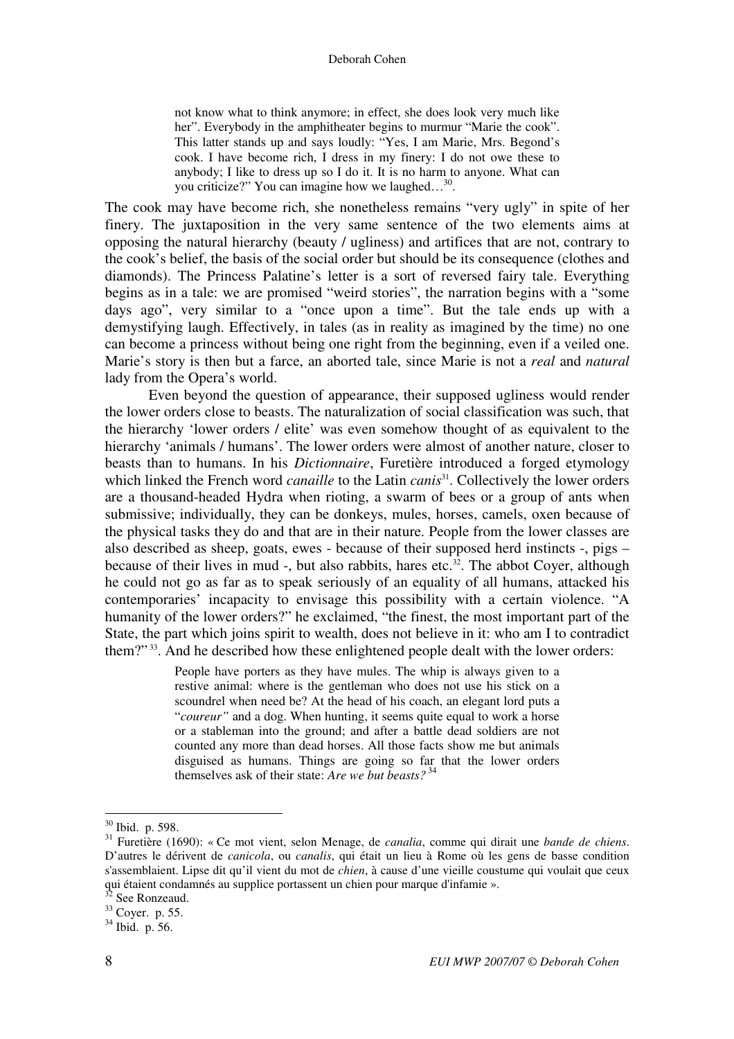> not know what to think anymore; in effect, she does look very much like her". Everybody in the amphitheater begins to murmur "Marie the cook". This latter stands up and says loudly: "Yes, I am Marie, Mrs. Begond's cook. I have become rich, I dress in my finery: I do not owe these to anybody; I like to dress up so I do it. It is no harm to anyone. What can you criticize?" You can imagine how we laughed…[30].

The cook may have become rich, she nonetheless remains "very ugly" in spite of her finery. The juxtaposition in the very same sentence of the two elements aims at opposing the natural hierarchy (beauty / ugliness) and artifices that are not, contrary to the cook's belief, the basis of the social order but should be its consequence (clothes and diamonds). The Princess Palatine's letter is a sort of reversed fairy tale. Everything begins as in a tale: we are promised "weird stories", the narration begins with a "some days ago", very similar to a "once upon a time". But the tale ends up with a demystifying laugh. Effectively, in tales (as in reality as imagined by the time) no one can become a princess without being one right from the beginning, even if a veiled one. Marie's story is then but a farce, an aborted tale, since Marie is not a *real* and *natural* lady from the Opera's world.

Even beyond the question of appearance, their supposed ugliness would render the lower orders close to beasts. The naturalization of social classification was such, that the hierarchy 'lower orders / elite' was even somehow thought of as equivalent to the hierarchy 'animals / humans'. The lower orders were almost of another nature, closer to beasts than to humans. In his *Dictionnaire*, Furetière introduced a forged etymology which linked the French word *canaille* to the Latin *canis*[31]. Collectively the lower orders are a thousand-headed Hydra when rioting, a swarm of bees or a group of ants when submissive; individually, they can be donkeys, mules, horses, camels, oxen because of the physical tasks they do and that are in their nature. People from the lower classes are also described as sheep, goats, ewes - because of their supposed herd instincts -, pigs – because of their lives in mud -, but also rabbits, hares etc.[32]. The abbot Coyer, although he could not go as far as to speak seriously of an equality of all humans, attacked his contemporaries' incapacity to envisage this possibility with a certain violence. "A humanity of the lower orders?" he exclaimed, "the finest, the most important part of the State, the part which joins spirit to wealth, does not believe in it: who am I to contradict them?"[33]. And he described how these enlightened people dealt with the lower orders:

> People have porters as they have mules. The whip is always given to a restive animal: where is the gentleman who does not use his stick on a scoundrel when need be? At the head of his coach, an elegant lord puts a "*coureur"* and a dog. When hunting, it seems quite equal to work a horse or a stableman into the ground; and after a battle dead soldiers are not counted any more than dead horses. All those facts show me but animals disguised as humans. Things are going so far that the lower orders themselves ask of their state: *Are we but beasts?*[34]

---

[30] Ibid. p. 598.

[31] Furetière (1690): « Ce mot vient, selon Menage, de *canalia*, comme qui diroit une *bande de chiens*. D'autres le dérivent de *canicola*, ou *canalis*, qui était un lieu à Rome où les gens de basse condition s'assemblaient. Lipse dit qu'il vient du mot de *chien*, à cause d'une vieille coustume qui voulait que ceux qui étaient condamnés au supplice portassent un chien pour marque d'infamie ».

[32] See Ronzeaud.

[33] Coyer. p. 55.

[34] Ibid. p. 56.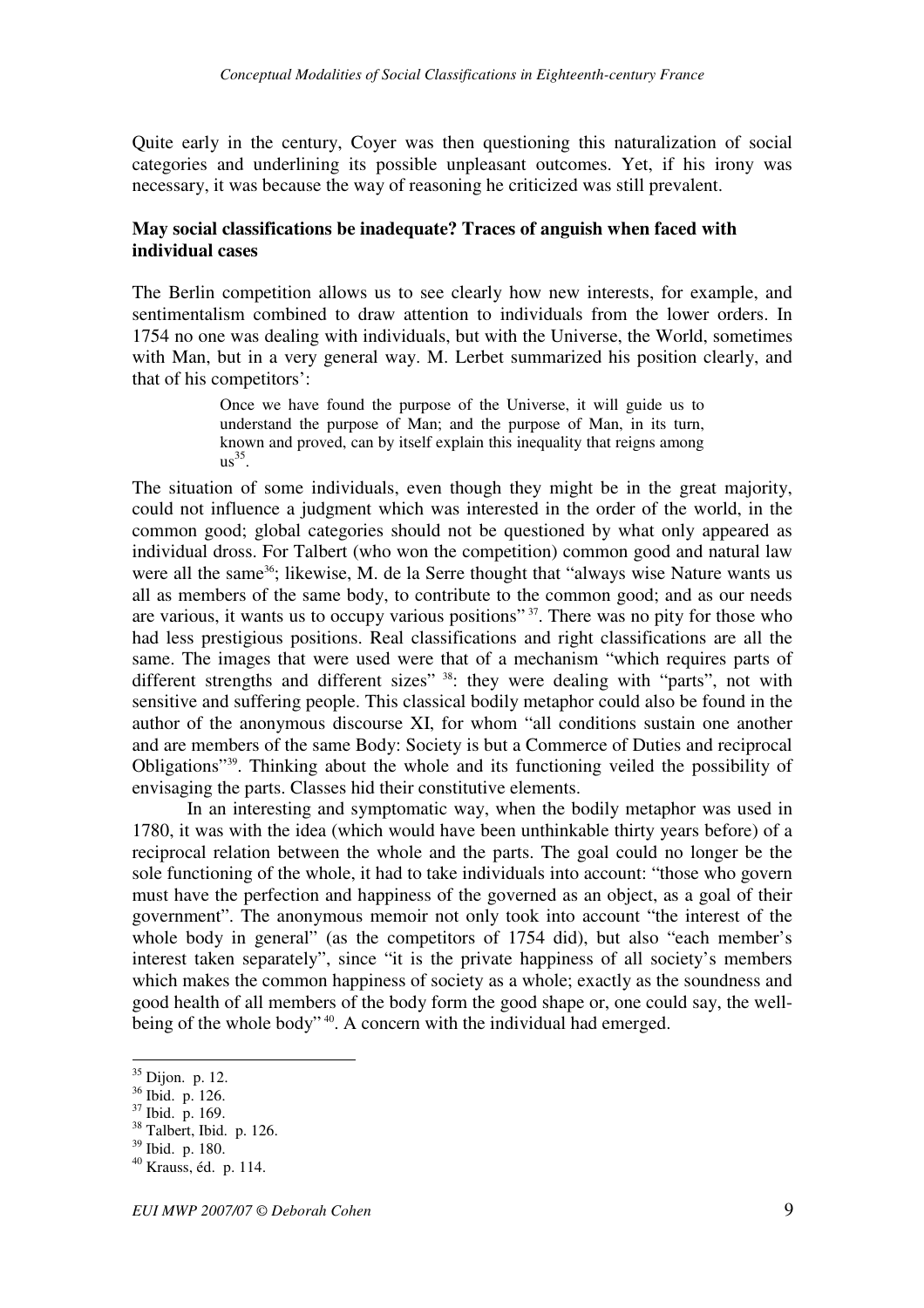Quite early in the century, Coyer was then questioning this naturalization of social categories and underlining its possible unpleasant outcomes. Yet, if his irony was necessary, it was because the way of reasoning he criticized was still prevalent.

**May social classifications be inadequate? Traces of anguish when faced with individual cases**

The Berlin competition allows us to see clearly how new interests, for example, and sentimentalism combined to draw attention to individuals from the lower orders. In 1754 no one was dealing with individuals, but with the Universe, the World, sometimes with Man, but in a very general way. M. Lerbet summarized his position clearly, and that of his competitors':

> Once we have found the purpose of the Universe, it will guide us to understand the purpose of Man; and the purpose of Man, in its turn, known and proved, can by itself explain this inequality that reigns among us[35].

The situation of some individuals, even though they might be in the great majority, could not influence a judgment which was interested in the order of the world, in the common good; global categories should not be questioned by what only appeared as individual dross. For Talbert (who won the competition) common good and natural law were all the same[36]; likewise, M. de la Serre thought that "always wise Nature wants us all as members of the same body, to contribute to the common good; and as our needs are various, it wants us to occupy various positions"[37]. There was no pity for those who had less prestigious positions. Real classifications and right classifications are all the same. The images that were used were that of a mechanism "which requires parts of different strengths and different sizes"[38]: they were dealing with "parts", not with sensitive and suffering people. This classical bodily metaphor could also be found in the author of the anonymous discourse XI, for whom "all conditions sustain one another and are members of the same Body: Society is but a Commerce of Duties and reciprocal Obligations"[39]. Thinking about the whole and its functioning veiled the possibility of envisaging the parts. Classes hid their constitutive elements.

In an interesting and symptomatic way, when the bodily metaphor was used in 1780, it was with the idea (which would have been unthinkable thirty years before) of a reciprocal relation between the whole and the parts. The goal could no longer be the sole functioning of the whole, it had to take individuals into account: "those who govern must have the perfection and happiness of the governed as an object, as a goal of their government". The anonymous memoir not only took into account "the interest of the whole body in general" (as the competitors of 1754 did), but also "each member's interest taken separately", since "it is the private happiness of all society's members which makes the common happiness of society as a whole; exactly as the soundness and good health of all members of the body form the good shape or, one could say, the well-being of the whole body"[40]. A concern with the individual had emerged.

---

[35] Dijon. p. 12.

[36] Ibid. p. 126.

[37] Ibid. p. 169.

[38] Talbert, Ibid. p. 126.

[39] Ibid. p. 180.

[40] Krauss, éd. p. 114.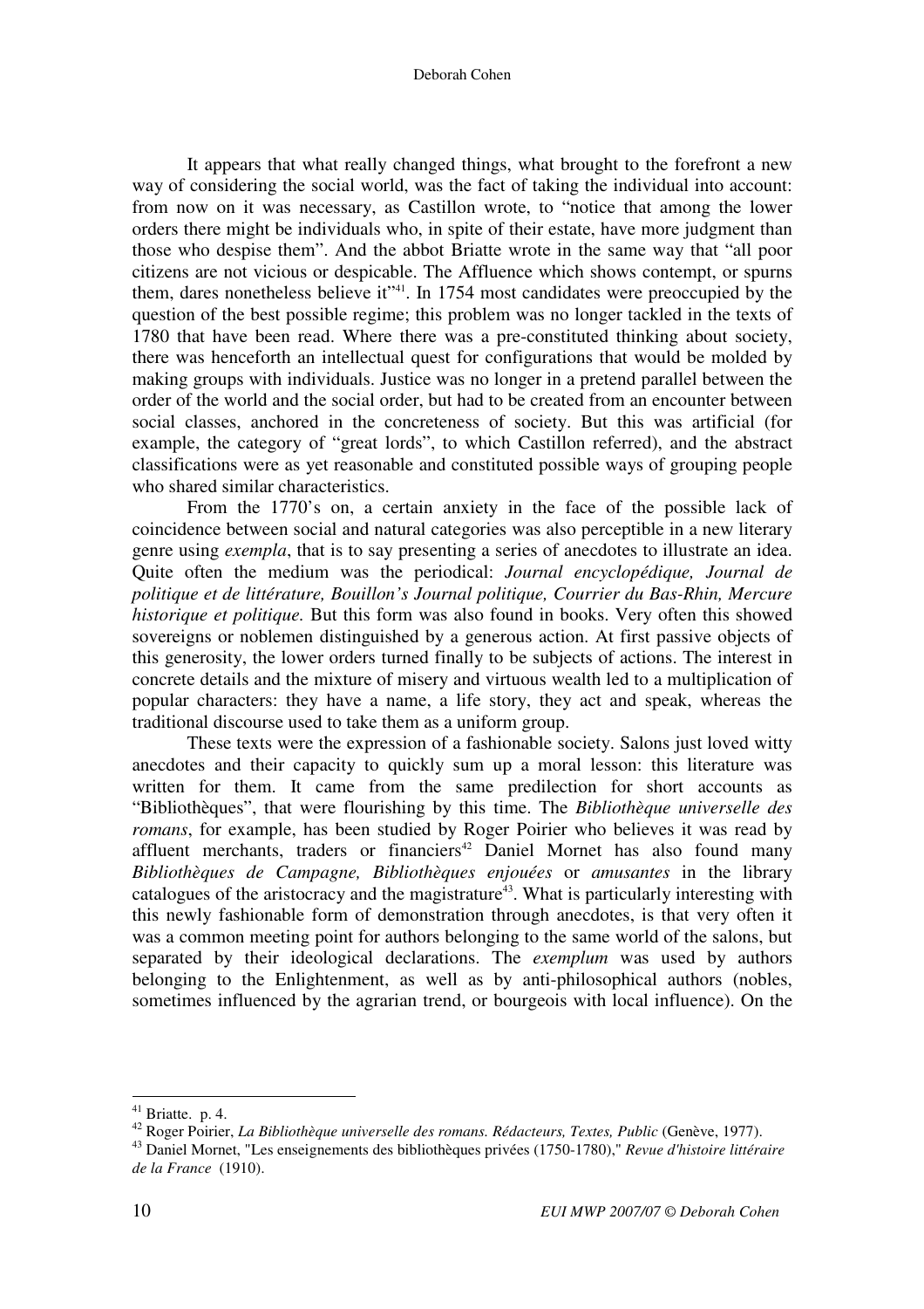It appears that what really changed things, what brought to the forefront a new way of considering the social world, was the fact of taking the individual into account: from now on it was necessary, as Castillon wrote, to "notice that among the lower orders there might be individuals who, in spite of their estate, have more judgment than those who despise them". And the abbot Briatte wrote in the same way that "all poor citizens are not vicious or despicable. The Affluence which shows contempt, or spurns them, dares nonetheless believe it"[41]. In 1754 most candidates were preoccupied by the question of the best possible regime; this problem was no longer tackled in the texts of 1780 that have been read. Where there was a pre-constituted thinking about society, there was henceforth an intellectual quest for configurations that would be molded by making groups with individuals. Justice was no longer in a pretend parallel between the order of the world and the social order, but had to be created from an encounter between social classes, anchored in the concreteness of society. But this was artificial (for example, the category of "great lords", to which Castillon referred), and the abstract classifications were as yet reasonable and constituted possible ways of grouping people who shared similar characteristics.

From the 1770's on, a certain anxiety in the face of the possible lack of coincidence between social and natural categories was also perceptible in a new literary genre using *exempla*, that is to say presenting a series of anecdotes to illustrate an idea. Quite often the medium was the periodical: *Journal encyclopédique, Journal de politique et de littérature, Bouillon's Journal politique, Courrier du Bas-Rhin, Mercure historique et politique.* But this form was also found in books. Very often this showed sovereigns or noblemen distinguished by a generous action. At first passive objects of this generosity, the lower orders turned finally to be subjects of actions. The interest in concrete details and the mixture of misery and virtuous wealth led to a multiplication of popular characters: they have a name, a life story, they act and speak, whereas the traditional discourse used to take them as a uniform group.

These texts were the expression of a fashionable society. Salons just loved witty anecdotes and their capacity to quickly sum up a moral lesson: this literature was written for them. It came from the same predilection for short accounts as "Bibliothèques", that were flourishing by this time. The *Bibliothèque universelle des romans*, for example, has been studied by Roger Poirier who believes it was read by affluent merchants, traders or financiers[42] Daniel Mornet has also found many *Bibliothèques de Campagne, Bibliothèques enjouées* or *amusantes* in the library catalogues of the aristocracy and the magistrature[43]. What is particularly interesting with this newly fashionable form of demonstration through anecdotes, is that very often it was a common meeting point for authors belonging to the same world of the salons, but separated by their ideological declarations. The *exemplum* was used by authors belonging to the Enlightenment, as well as by anti-philosophical authors (nobles, sometimes influenced by the agrarian trend, or bourgeois with local influence). On the

---

[41] Briatte. p. 4.

[42] Roger Poirier, *La Bibliothèque universelle des romans. Rédacteurs, Textes, Public* (Genève, 1977).

[43] Daniel Mornet, "Les enseignements des bibliothèques privées (1750-1780)," *Revue d'histoire littéraire de la France* (1910).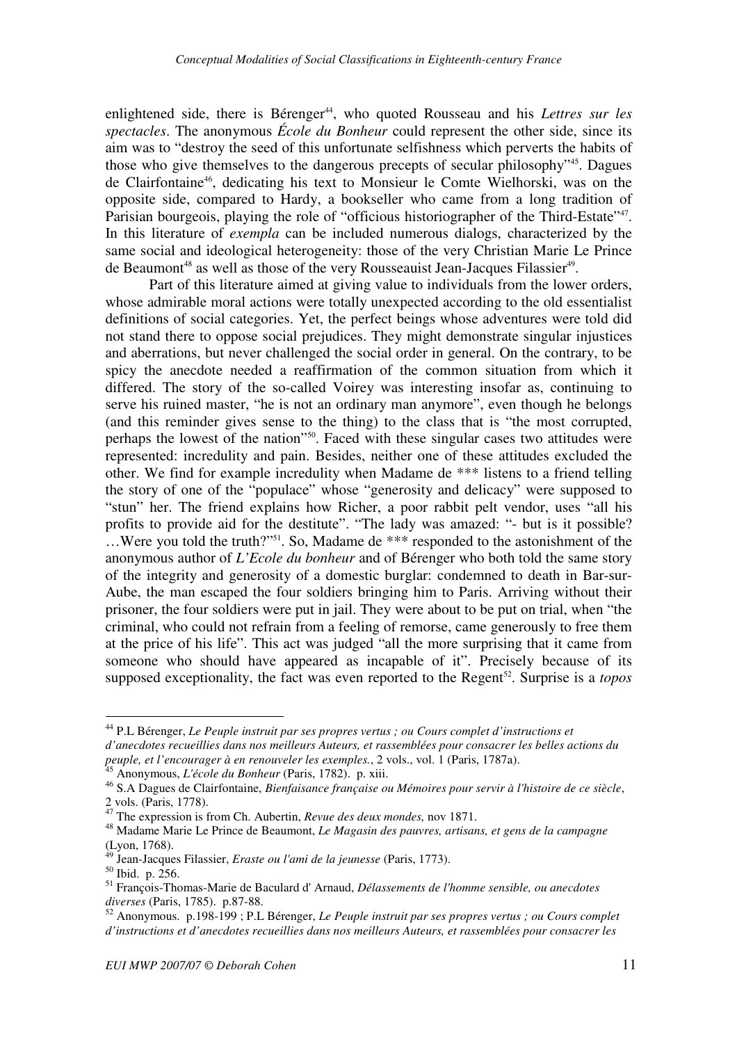enlightened side, there is Bérenger[44], who quoted Rousseau and his *Lettres sur les spectacles*. The anonymous *École du Bonheur* could represent the other side, since its aim was to "destroy the seed of this unfortunate selfishness which perverts the habits of those who give themselves to the dangerous precepts of secular philosophy"[45]. Dagues de Clairfontaine[46], dedicating his text to Monsieur le Comte Wielhorski, was on the opposite side, compared to Hardy, a bookseller who came from a long tradition of Parisian bourgeois, playing the role of "officious historiographer of the Third-Estate"[47]. In this literature of *exempla* can be included numerous dialogs, characterized by the same social and ideological heterogeneity: those of the very Christian Marie Le Prince de Beaumont[48] as well as those of the very Rousseauist Jean-Jacques Filassier[49].

Part of this literature aimed at giving value to individuals from the lower orders, whose admirable moral actions were totally unexpected according to the old essentialist definitions of social categories. Yet, the perfect beings whose adventures were told did not stand there to oppose social prejudices. They might demonstrate singular injustices and aberrations, but never challenged the social order in general. On the contrary, to be spicy the anecdote needed a reaffirmation of the common situation from which it differed. The story of the so-called Voirey was interesting insofar as, continuing to serve his ruined master, "he is not an ordinary man anymore", even though he belongs (and this reminder gives sense to the thing) to the class that is "the most corrupted, perhaps the lowest of the nation"[50]. Faced with these singular cases two attitudes were represented: incredulity and pain. Besides, neither one of these attitudes excluded the other. We find for example incredulity when Madame de *** listens to a friend telling the story of one of the "populace" whose "generosity and delicacy" were supposed to "stun" her. The friend explains how Richer, a poor rabbit pelt vendor, uses "all his profits to provide aid for the destitute". "The lady was amazed: "- but is it possible? …Were you told the truth?"[51]. So, Madame de *** responded to the astonishment of the anonymous author of *L'Ecole du bonheur* and of Bérenger who both told the same story of the integrity and generosity of a domestic burglar: condemned to death in Bar-sur-Aube, the man escaped the four soldiers bringing him to Paris. Arriving without their prisoner, the four soldiers were put in jail. They were about to be put on trial, when "the criminal, who could not refrain from a feeling of remorse, came generously to free them at the price of his life". This act was judged "all the more surprising that it came from someone who should have appeared as incapable of it". Precisely because of its supposed exceptionality, the fact was even reported to the Regent[52]. Surprise is a *topos*

---

[44] P.L Bérenger, *Le Peuple instruit par ses propres vertus ; ou Cours complet d'instructions et d'anecdotes recueillies dans nos meilleurs Auteurs, et rassemblées pour consacrer les belles actions du peuple, et l'encourager à en renouveler les exemples.*, 2 vols., vol. 1 (Paris, 1787a).

[45] Anonymous, *L'école du Bonheur* (Paris, 1782). p. xiii.

[46] S.A Dagues de Clairfontaine, *Bienfaisance française ou Mémoires pour servir à l'histoire de ce siècle*, 2 vols. (Paris, 1778).

[47] The expression is from Ch. Aubertin, *Revue des deux mondes,* nov 1871.

[48] Madame Marie Le Prince de Beaumont, *Le Magasin des pauvres, artisans, et gens de la campagne* (Lyon, 1768).

[49] Jean-Jacques Filassier, *Eraste ou l'ami de la jeunesse* (Paris, 1773).

[50] Ibid. p. 256.

[51] François-Thomas-Marie de Baculard d' Arnaud, *Délassements de l'homme sensible, ou anecdotes diverses* (Paris, 1785). p.87-88.

[52] Anonymous. p.198-199 ; P.L Bérenger, *Le Peuple instruit par ses propres vertus ; ou Cours complet d'instructions et d'anecdotes recueillies dans nos meilleurs Auteurs, et rassemblées pour consacrer les*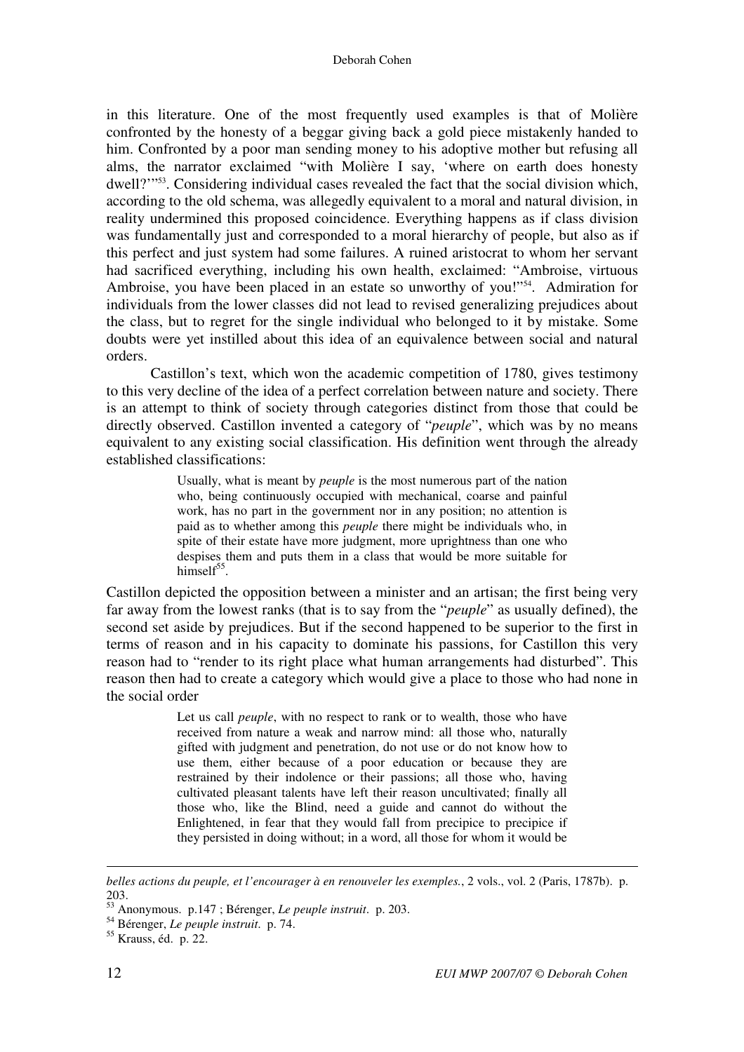in this literature. One of the most frequently used examples is that of Molière confronted by the honesty of a beggar giving back a gold piece mistakenly handed to him. Confronted by a poor man sending money to his adoptive mother but refusing all alms, the narrator exclaimed "with Molière I say, 'where on earth does honesty dwell?'"[53]. Considering individual cases revealed the fact that the social division which, according to the old schema, was allegedly equivalent to a moral and natural division, in reality undermined this proposed coincidence. Everything happens as if class division was fundamentally just and corresponded to a moral hierarchy of people, but also as if this perfect and just system had some failures. A ruined aristocrat to whom her servant had sacrificed everything, including his own health, exclaimed: "Ambroise, virtuous Ambroise, you have been placed in an estate so unworthy of you!"[54]. Admiration for individuals from the lower classes did not lead to revised generalizing prejudices about the class, but to regret for the single individual who belonged to it by mistake. Some doubts were yet instilled about this idea of an equivalence between social and natural orders.

Castillon's text, which won the academic competition of 1780, gives testimony to this very decline of the idea of a perfect correlation between nature and society. There is an attempt to think of society through categories distinct from those that could be directly observed. Castillon invented a category of "*peuple*", which was by no means equivalent to any existing social classification. His definition went through the already established classifications:

> Usually, what is meant by *peuple* is the most numerous part of the nation who, being continuously occupied with mechanical, coarse and painful work, has no part in the government nor in any position; no attention is paid as to whether among this *peuple* there might be individuals who, in spite of their estate have more judgment, more uprightness than one who despises them and puts them in a class that would be more suitable for himself[55].

Castillon depicted the opposition between a minister and an artisan; the first being very far away from the lowest ranks (that is to say from the "*peuple*" as usually defined), the second set aside by prejudices. But if the second happened to be superior to the first in terms of reason and in his capacity to dominate his passions, for Castillon this very reason had to "render to its right place what human arrangements had disturbed". This reason then had to create a category which would give a place to those who had none in the social order

> Let us call *peuple*, with no respect to rank or to wealth, those who have received from nature a weak and narrow mind: all those who, naturally gifted with judgment and penetration, do not use or do not know how to use them, either because of a poor education or because they are restrained by their indolence or their passions; all those who, having cultivated pleasant talents have left their reason uncultivated; finally all those who, like the Blind, need a guide and cannot do without the Enlightened, in fear that they would fall from precipice to precipice if they persisted in doing without; in a word, all those for whom it would be

---

*belles actions du peuple, et l'encourager à en renouveler les exemples.*, 2 vols., vol. 2 (Paris, 1787b). p. 203.

[53] Anonymous. p.147 ; Bérenger, *Le peuple instruit*. p. 203.

[54] Bérenger, *Le peuple instruit*. p. 74.

[55] Krauss, éd. p. 22.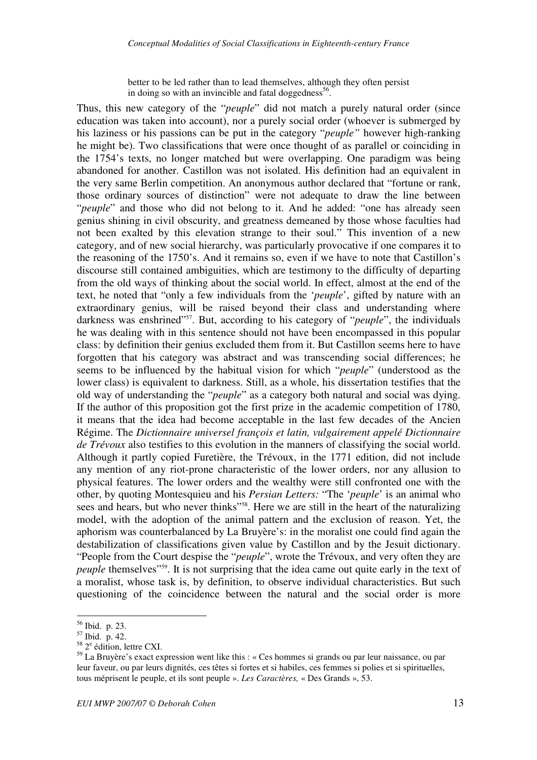> better to be led rather than to lead themselves, although they often persist in doing so with an invincible and fatal doggedness[56].

Thus, this new category of the "*peuple*" did not match a purely natural order (since education was taken into account), nor a purely social order (whoever is submerged by his laziness or his passions can be put in the category "*peuple"* however high-ranking he might be). Two classifications that were once thought of as parallel or coinciding in the 1754's texts, no longer matched but were overlapping. One paradigm was being abandoned for another. Castillon was not isolated. His definition had an equivalent in the very same Berlin competition. An anonymous author declared that "fortune or rank, those ordinary sources of distinction" were not adequate to draw the line between "*peuple*" and those who did not belong to it. And he added: "one has already seen genius shining in civil obscurity, and greatness demeaned by those whose faculties had not been exalted by this elevation strange to their soul." This invention of a new category, and of new social hierarchy, was particularly provocative if one compares it to the reasoning of the 1750's. And it remains so, even if we have to note that Castillon's discourse still contained ambiguities, which are testimony to the difficulty of departing from the old ways of thinking about the social world. In effect, almost at the end of the text, he noted that "only a few individuals from the '*peuple*', gifted by nature with an extraordinary genius, will be raised beyond their class and understanding where darkness was enshrined"[57]. But, according to his category of "*peuple*", the individuals he was dealing with in this sentence should not have been encompassed in this popular class: by definition their genius excluded them from it. But Castillon seems here to have forgotten that his category was abstract and was transcending social differences; he seems to be influenced by the habitual vision for which "*peuple*" (understood as the lower class) is equivalent to darkness. Still, as a whole, his dissertation testifies that the old way of understanding the "*peuple*" as a category both natural and social was dying. If the author of this proposition got the first prize in the academic competition of 1780, it means that the idea had become acceptable in the last few decades of the Ancien Régime. The *Dictionnaire universel françois et latin, vulgairement appelé Dictionnaire de Trévoux* also testifies to this evolution in the manners of classifying the social world. Although it partly copied Furetière, the Trévoux, in the 1771 edition, did not include any mention of any riot-prone characteristic of the lower orders, nor any allusion to physical features. The lower orders and the wealthy were still confronted one with the other, by quoting Montesquieu and his *Persian Letters:* "The '*peuple*' is an animal who sees and hears, but who never thinks"[58]. Here we are still in the heart of the naturalizing model, with the adoption of the animal pattern and the exclusion of reason. Yet, the aphorism was counterbalanced by La Bruyère's: in the moralist one could find again the destabilization of classifications given value by Castillon and by the Jesuit dictionary. "People from the Court despise the "*peuple*", wrote the Trévoux, and very often they are *peuple* themselves"[59]. It is not surprising that the idea came out quite early in the text of a moralist, whose task is, by definition, to observe individual characteristics. But such questioning of the coincidence between the natural and the social order is more

---

[56] Ibid. p. 23.

[57] Ibid. p. 42.

[58] 2e édition, lettre CXI.

[59] La Bruyère's exact expression went like this : « Ces hommes si grands ou par leur naissance, ou par leur faveur, ou par leurs dignités, ces têtes si fortes et si habiles, ces femmes si polies et si spirituelles, tous méprisent le peuple, et ils sont peuple ». *Les Caractères,* « Des Grands », 53.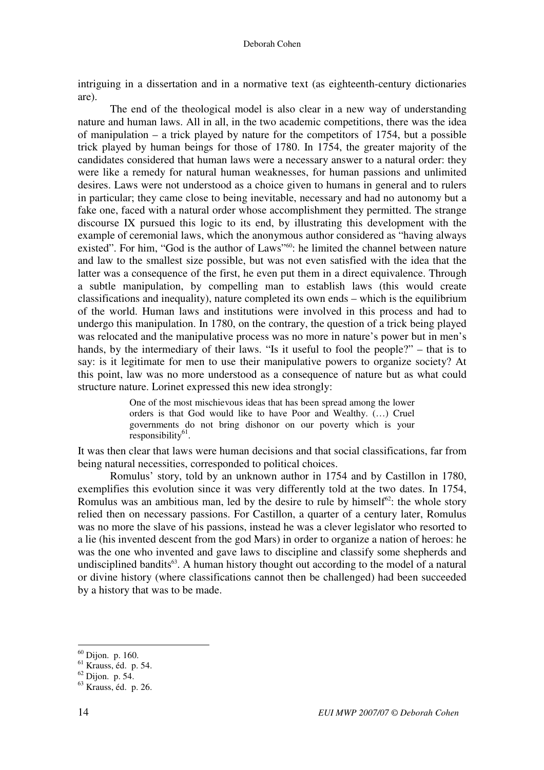intriguing in a dissertation and in a normative text (as eighteenth-century dictionaries are).

The end of the theological model is also clear in a new way of understanding nature and human laws. All in all, in the two academic competitions, there was the idea of manipulation – a trick played by nature for the competitors of 1754, but a possible trick played by human beings for those of 1780. In 1754, the greater majority of the candidates considered that human laws were a necessary answer to a natural order: they were like a remedy for natural human weaknesses, for human passions and unlimited desires. Laws were not understood as a choice given to humans in general and to rulers in particular; they came close to being inevitable, necessary and had no autonomy but a fake one, faced with a natural order whose accomplishment they permitted. The strange discourse IX pursued this logic to its end, by illustrating this development with the example of ceremonial laws, which the anonymous author considered as "having always existed". For him, "God is the author of Laws"[60]: he limited the channel between nature and law to the smallest size possible, but was not even satisfied with the idea that the latter was a consequence of the first, he even put them in a direct equivalence. Through a subtle manipulation, by compelling man to establish laws (this would create classifications and inequality), nature completed its own ends – which is the equilibrium of the world. Human laws and institutions were involved in this process and had to undergo this manipulation. In 1780, on the contrary, the question of a trick being played was relocated and the manipulative process was no more in nature's power but in men's hands, by the intermediary of their laws. "Is it useful to fool the people?" – that is to say: is it legitimate for men to use their manipulative powers to organize society? At this point, law was no more understood as a consequence of nature but as what could structure nature. Lorinet expressed this new idea strongly:

> One of the most mischievous ideas that has been spread among the lower orders is that God would like to have Poor and Wealthy. (…) Cruel governments do not bring dishonor on our poverty which is your responsibility[61].

It was then clear that laws were human decisions and that social classifications, far from being natural necessities, corresponded to political choices.

Romulus' story, told by an unknown author in 1754 and by Castillon in 1780, exemplifies this evolution since it was very differently told at the two dates. In 1754, Romulus was an ambitious man, led by the desire to rule by himself[62]: the whole story relied then on necessary passions. For Castillon, a quarter of a century later, Romulus was no more the slave of his passions, instead he was a clever legislator who resorted to a lie (his invented descent from the god Mars) in order to organize a nation of heroes: he was the one who invented and gave laws to discipline and classify some shepherds and undisciplined bandits[63]. A human history thought out according to the model of a natural or divine history (where classifications cannot then be challenged) had been succeeded by a history that was to be made.

---

[60] Dijon. p. 160.

[61] Krauss, éd. p. 54.

[62] Dijon. p. 54.

[63] Krauss, éd. p. 26.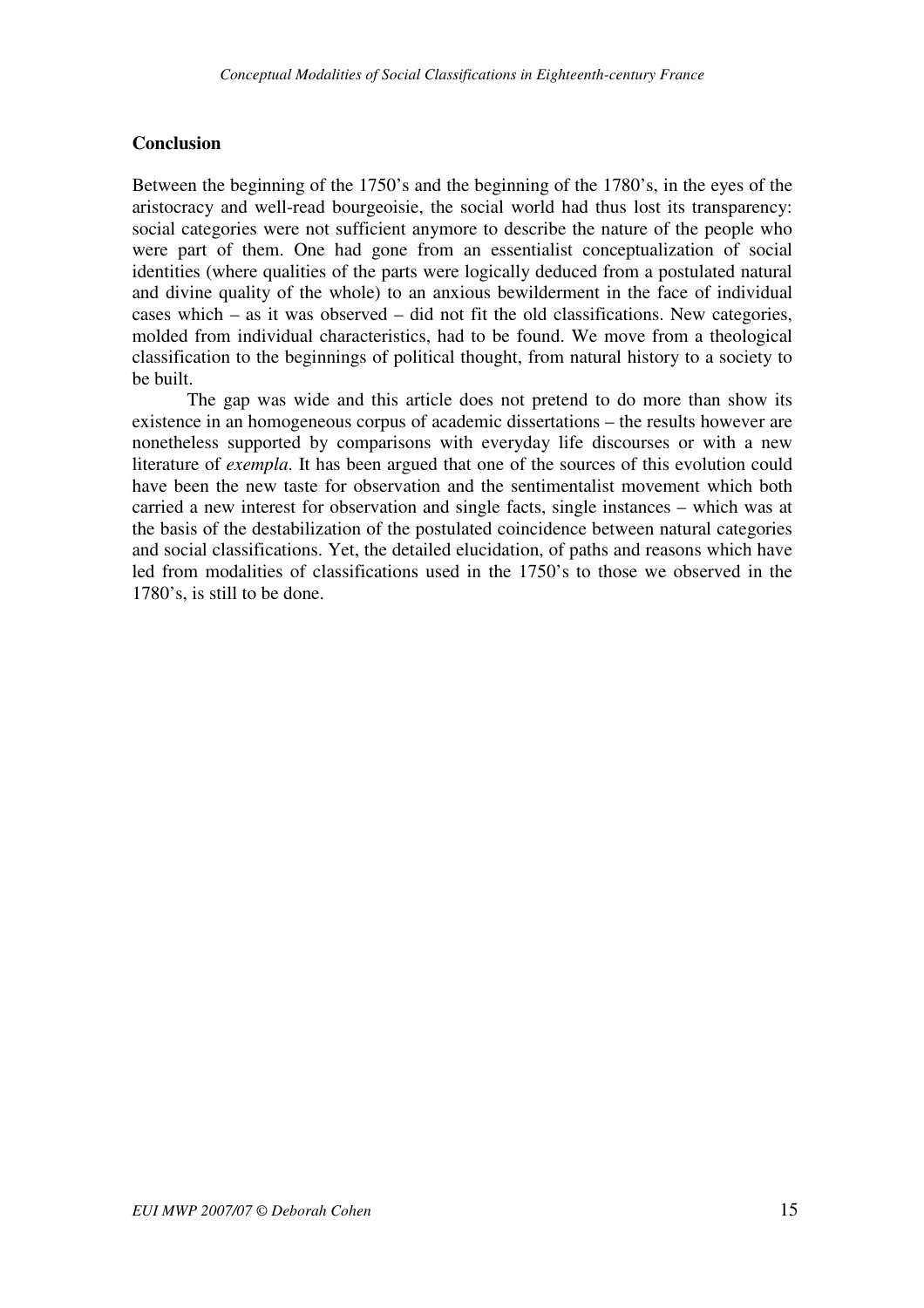## Conclusion

Between the beginning of the 1750's and the beginning of the 1780's, in the eyes of the aristocracy and well-read bourgeoisie, the social world had thus lost its transparency: social categories were not sufficient anymore to describe the nature of the people who were part of them. One had gone from an essentialist conceptualization of social identities (where qualities of the parts were logically deduced from a postulated natural and divine quality of the whole) to an anxious bewilderment in the face of individual cases which – as it was observed – did not fit the old classifications. New categories, molded from individual characteristics, had to be found. We move from a theological classification to the beginnings of political thought, from natural history to a society to be built.

The gap was wide and this article does not pretend to do more than show its existence in an homogeneous corpus of academic dissertations – the results however are nonetheless supported by comparisons with everyday life discourses or with a new literature of *exempla*. It has been argued that one of the sources of this evolution could have been the new taste for observation and the sentimentalist movement which both carried a new interest for observation and single facts, single instances – which was at the basis of the destabilization of the postulated coincidence between natural categories and social classifications. Yet, the detailed elucidation, of paths and reasons which have led from modalities of classifications used in the 1750's to those we observed in the 1780's, is still to be done.